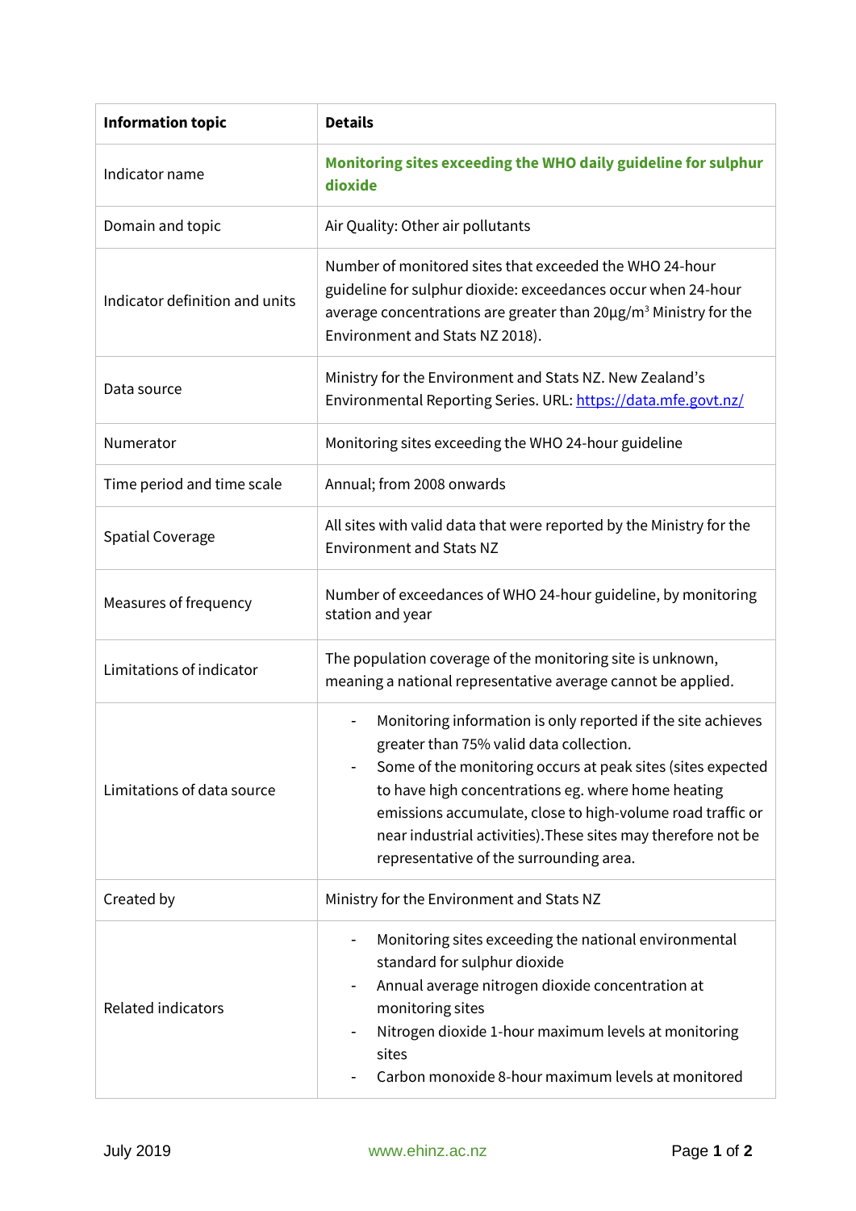| Information topic | Details |
| --- | --- |
| Indicator name | **Monitoring sites exceeding the WHO daily guideline for sulphur dioxide** |
| Domain and topic | Air Quality: Other air pollutants |
| Indicator definition and units | Number of monitored sites that exceeded the WHO 24-hour guideline for sulphur dioxide: exceedances occur when 24-hour average concentrations are greater than 20µg/m$^3$ Ministry for the Environment and Stats NZ 2018). |
| Data source | Ministry for the Environment and Stats NZ. New Zealand's Environmental Reporting Series. URL: https://data.mfe.govt.nz/ |
| Numerator | Monitoring sites exceeding the WHO 24-hour guideline |
| Time period and time scale | Annual; from 2008 onwards |
| Spatial Coverage | All sites with valid data that were reported by the Ministry for the Environment and Stats NZ |
| Measures of frequency | Number of exceedances of WHO 24-hour guideline, by monitoring station and year |
| Limitations of indicator | The population coverage of the monitoring site is unknown, meaning a national representative average cannot be applied. |
| Limitations of data source | - Monitoring information is only reported if the site achieves greater than 75% valid data collection.<br>- Some of the monitoring occurs at peak sites (sites expected to have high concentrations eg. where home heating emissions accumulate, close to high-volume road traffic or near industrial activities).These sites may therefore not be representative of the surrounding area. |
| Created by | Ministry for the Environment and Stats NZ |
| Related indicators | - Monitoring sites exceeding the national environmental standard for sulphur dioxide<br>- Annual average nitrogen dioxide concentration at monitoring sites<br>- Nitrogen dioxide 1-hour maximum levels at monitoring sites<br>- Carbon monoxide 8-hour maximum levels at monitored |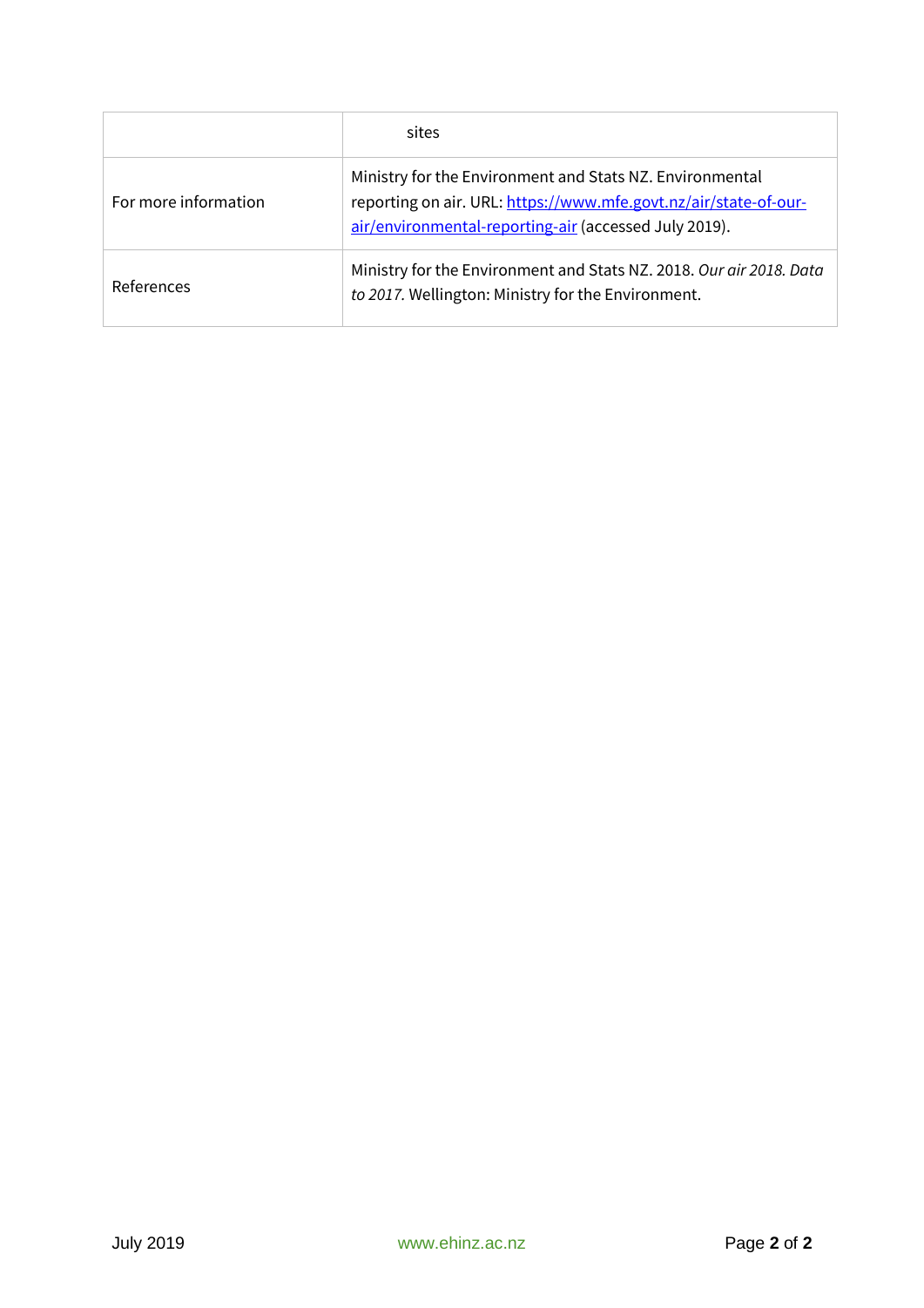| | |
|---|---|
| | sites |
| For more information | Ministry for the Environment and Stats NZ. Environmental reporting on air. URL: [https://www.mfe.govt.nz/air/state-of-our-air/environmental-reporting-air](https://www.mfe.govt.nz/air/state-of-our-air/environmental-reporting-air) (accessed July 2019). |
| References | Ministry for the Environment and Stats NZ. 2018. *Our air 2018. Data to 2017.* Wellington: Ministry for the Environment. |